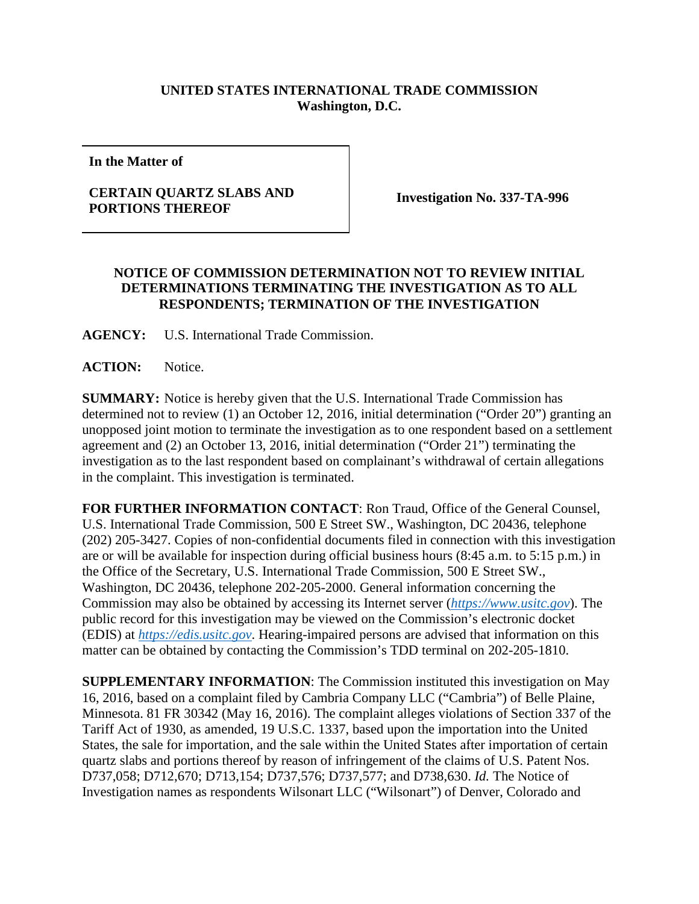**UNITED STATES INTERNATIONAL TRADE COMMISSION**
**Washington, D.C.**

| **In the Matter of** **CERTAIN QUARTZ SLABS AND PORTIONS THEREOF** | **Investigation No. 337-TA-996** |
| --- | --- |

**NOTICE OF COMMISSION DETERMINATION NOT TO REVIEW INITIAL DETERMINATIONS TERMINATING THE INVESTIGATION AS TO ALL RESPONDENTS; TERMINATION OF THE INVESTIGATION**

**AGENCY:** U.S. International Trade Commission.

**ACTION:** Notice.

**SUMMARY:** Notice is hereby given that the U.S. International Trade Commission has determined not to review (1) an October 12, 2016, initial determination ("Order 20") granting an unopposed joint motion to terminate the investigation as to one respondent based on a settlement agreement and (2) an October 13, 2016, initial determination ("Order 21") terminating the investigation as to the last respondent based on complainant's withdrawal of certain allegations in the complaint. This investigation is terminated.

**FOR FURTHER INFORMATION CONTACT**: Ron Traud, Office of the General Counsel, U.S. International Trade Commission, 500 E Street SW., Washington, DC 20436, telephone (202) 205-3427. Copies of non-confidential documents filed in connection with this investigation are or will be available for inspection during official business hours (8:45 a.m. to 5:15 p.m.) in the Office of the Secretary, U.S. International Trade Commission, 500 E Street SW., Washington, DC 20436, telephone 202-205-2000. General information concerning the Commission may also be obtained by accessing its Internet server (*https://www.usitc.gov*). The public record for this investigation may be viewed on the Commission's electronic docket (EDIS) at *https://edis.usitc.gov*. Hearing-impaired persons are advised that information on this matter can be obtained by contacting the Commission's TDD terminal on 202-205-1810.

**SUPPLEMENTARY INFORMATION**: The Commission instituted this investigation on May 16, 2016, based on a complaint filed by Cambria Company LLC ("Cambria") of Belle Plaine, Minnesota. 81 FR 30342 (May 16, 2016). The complaint alleges violations of Section 337 of the Tariff Act of 1930, as amended, 19 U.S.C. 1337, based upon the importation into the United States, the sale for importation, and the sale within the United States after importation of certain quartz slabs and portions thereof by reason of infringement of the claims of U.S. Patent Nos. D737,058; D712,670; D713,154; D737,576; D737,577; and D738,630. *Id.* The Notice of Investigation names as respondents Wilsonart LLC ("Wilsonart") of Denver, Colorado and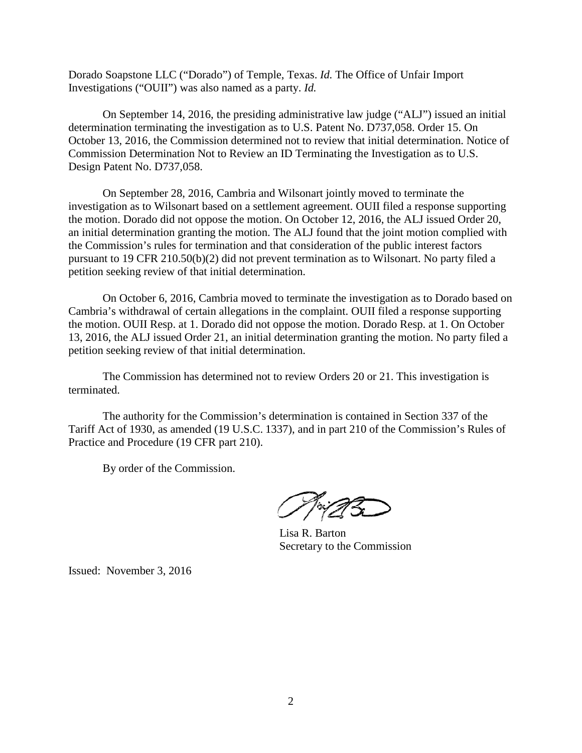Dorado Soapstone LLC ("Dorado") of Temple, Texas. *Id.* The Office of Unfair Import Investigations ("OUII") was also named as a party. *Id.*

On September 14, 2016, the presiding administrative law judge ("ALJ") issued an initial determination terminating the investigation as to U.S. Patent No. D737,058. Order 15. On October 13, 2016, the Commission determined not to review that initial determination. Notice of Commission Determination Not to Review an ID Terminating the Investigation as to U.S. Design Patent No. D737,058.

On September 28, 2016, Cambria and Wilsonart jointly moved to terminate the investigation as to Wilsonart based on a settlement agreement. OUII filed a response supporting the motion. Dorado did not oppose the motion. On October 12, 2016, the ALJ issued Order 20, an initial determination granting the motion. The ALJ found that the joint motion complied with the Commission's rules for termination and that consideration of the public interest factors pursuant to 19 CFR 210.50(b)(2) did not prevent termination as to Wilsonart. No party filed a petition seeking review of that initial determination.

On October 6, 2016, Cambria moved to terminate the investigation as to Dorado based on Cambria's withdrawal of certain allegations in the complaint. OUII filed a response supporting the motion. OUII Resp. at 1. Dorado did not oppose the motion. Dorado Resp. at 1. On October 13, 2016, the ALJ issued Order 21, an initial determination granting the motion. No party filed a petition seeking review of that initial determination.

The Commission has determined not to review Orders 20 or 21. This investigation is terminated.

The authority for the Commission's determination is contained in Section 337 of the Tariff Act of 1930, as amended (19 U.S.C. 1337), and in part 210 of the Commission's Rules of Practice and Procedure (19 CFR part 210).

By order of the Commission.

Lisa R. Barton
Secretary to the Commission

Issued: November 3, 2016